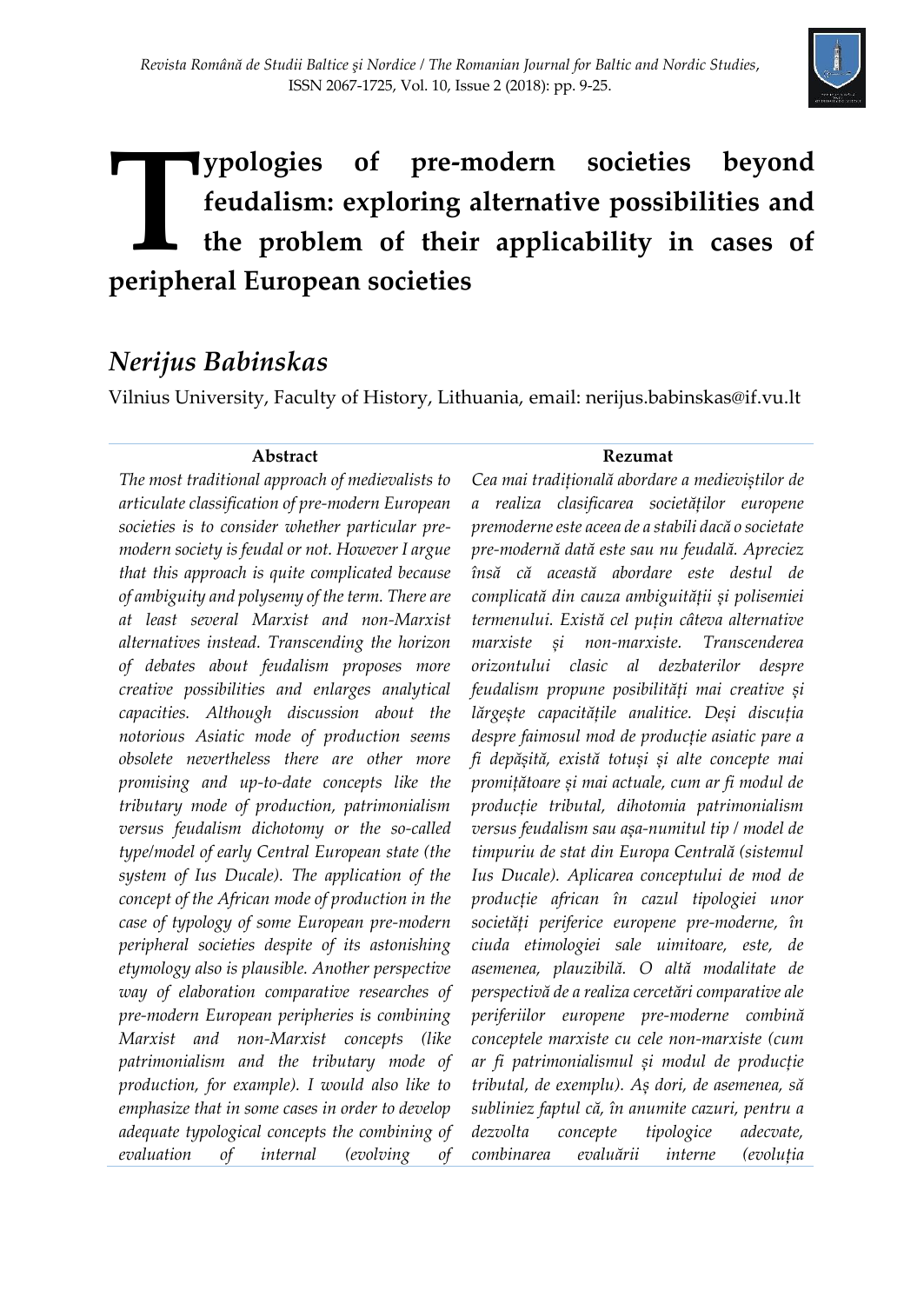# Typologies of pre-modern societies beyond feudalism: exploring alternative possibilities and the problem of their applicability in cases of peripheral European societies

## *Nerijus Babinskas*

Vilnius University, Faculty of History, Lithuania, email: nerijus.babinskas@if.vu.lt

**Abstract**

*The most traditional approach of medievalists to articulate classification of pre-modern European societies is to consider whether particular pre-modern society is feudal or not. However I argue that this approach is quite complicated because of ambiguity and polysemy of the term. There are at least several Marxist and non-Marxist alternatives instead. Transcending the horizon of debates about feudalism proposes more creative possibilities and enlarges analytical capacities. Although discussion about the notorious Asiatic mode of production seems obsolete nevertheless there are other more promising and up-to-date concepts like the tributary mode of production, patrimonialism versus feudalism dichotomy or the so-called type/model of early Central European state (the system of Ius Ducale). The application of the concept of the African mode of production in the case of typology of some European pre-modern peripheral societies despite of its astonishing etymology also is plausible. Another perspective way of elaboration comparative researches of pre-modern European peripheries is combining Marxist and non-Marxist concepts (like patrimonialism and the tributary mode of production, for example). I would also like to emphasize that in some cases in order to develop adequate typological concepts the combining of evaluation of internal (evolving of*

**Rezumat**

*Cea mai tradițională abordare a medieviștilor de a realiza clasificarea societăților europene premoderne este aceea de a stabili dacă o societate pre-modernă dată este sau nu feudală. Apreciez însă că această abordare este destul de complicată din cauza ambiguității și polisemiei termenului. Există cel puțin câteva alternative marxiste și non-marxiste. Transcenderea orizontului clasic al dezbaterilor despre feudalism propune posibilități mai creative și lărgește capacitățile analitice. Deși discuția despre faimosul mod de producție asiatic pare a fi depășită, există totuși și alte concepte mai promițătoare și mai actuale, cum ar fi modul de producție tributal, dihotomia patrimonialism versus feudalism sau așa-numitul tip / model de timpuriu de stat din Europa Centrală (sistemul Ius Ducale). Aplicarea conceptului de mod de producție african în cazul tipologiei unor societăți periferice europene pre-moderne, în ciuda etimologiei sale uimitoare, este, de asemenea, plauzibilă. O altă modalitate de perspectivă de a realiza cercetări comparative ale periferiilor europene pre-moderne combină conceptele marxiste cu cele non-marxiste (cum ar fi patrimonialismul și modul de producție tributal, de exemplu). Aș dori, de asemenea, să subliniez faptul că, în anumite cazuri, pentru a dezvolta concepte tipologice adecvate, combinarea evaluării interne (evoluția*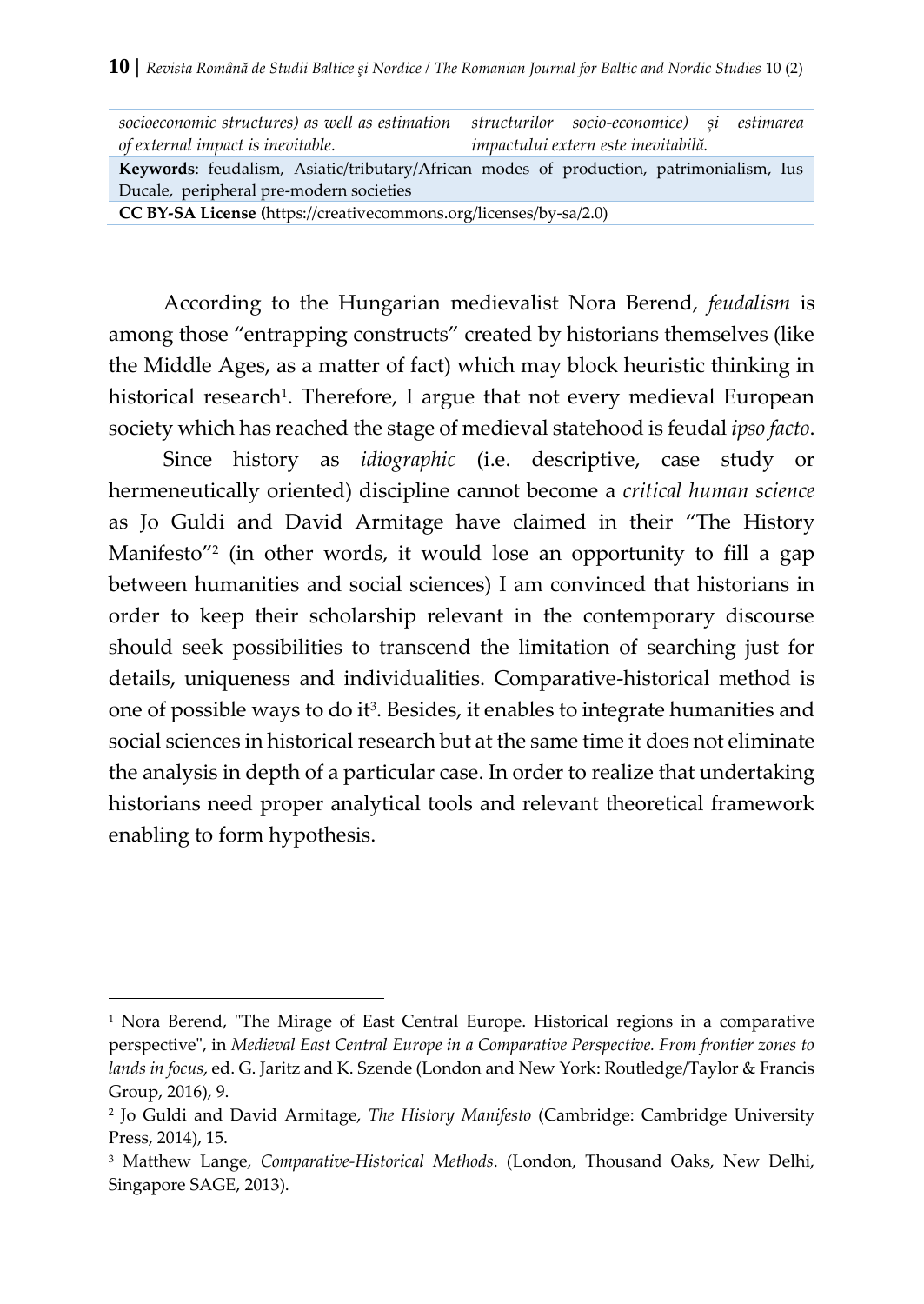*socioeconomic structures) as well as estimation of external impact is inevitable.*

*structurilor socio-economice) și estimarea impactului extern este inevitabilă.*

**Keywords**: feudalism, Asiatic/tributary/African modes of production, patrimonialism, Ius Ducale, peripheral pre-modern societies

**CC BY-SA License (**https://creativecommons.org/licenses/by-sa/2.0)

According to the Hungarian medievalist Nora Berend, *feudalism* is among those "entrapping constructs" created by historians themselves (like the Middle Ages, as a matter of fact) which may block heuristic thinking in historical research[1]. Therefore, I argue that not every medieval European society which has reached the stage of medieval statehood is feudal *ipso facto*.

Since history as *idiographic* (i.e. descriptive, case study or hermeneutically oriented) discipline cannot become a *critical human science* as Jo Guldi and David Armitage have claimed in their "The History Manifesto"[2] (in other words, it would lose an opportunity to fill a gap between humanities and social sciences) I am convinced that historians in order to keep their scholarship relevant in the contemporary discourse should seek possibilities to transcend the limitation of searching just for details, uniqueness and individualities. Comparative-historical method is one of possible ways to do it[3]. Besides, it enables to integrate humanities and social sciences in historical research but at the same time it does not eliminate the analysis in depth of a particular case. In order to realize that undertaking historians need proper analytical tools and relevant theoretical framework enabling to form hypothesis.

---

[1] Nora Berend, "The Mirage of East Central Europe. Historical regions in a comparative perspective", in *Medieval East Central Europe in a Comparative Perspective. From frontier zones to lands in focus*, ed. G. Jaritz and K. Szende (London and New York: Routledge/Taylor & Francis Group, 2016), 9.

[2] Jo Guldi and David Armitage, *The History Manifesto* (Cambridge: Cambridge University Press, 2014), 15.

[3] Matthew Lange, *Comparative-Historical Methods*. (London, Thousand Oaks, New Delhi, Singapore SAGE, 2013).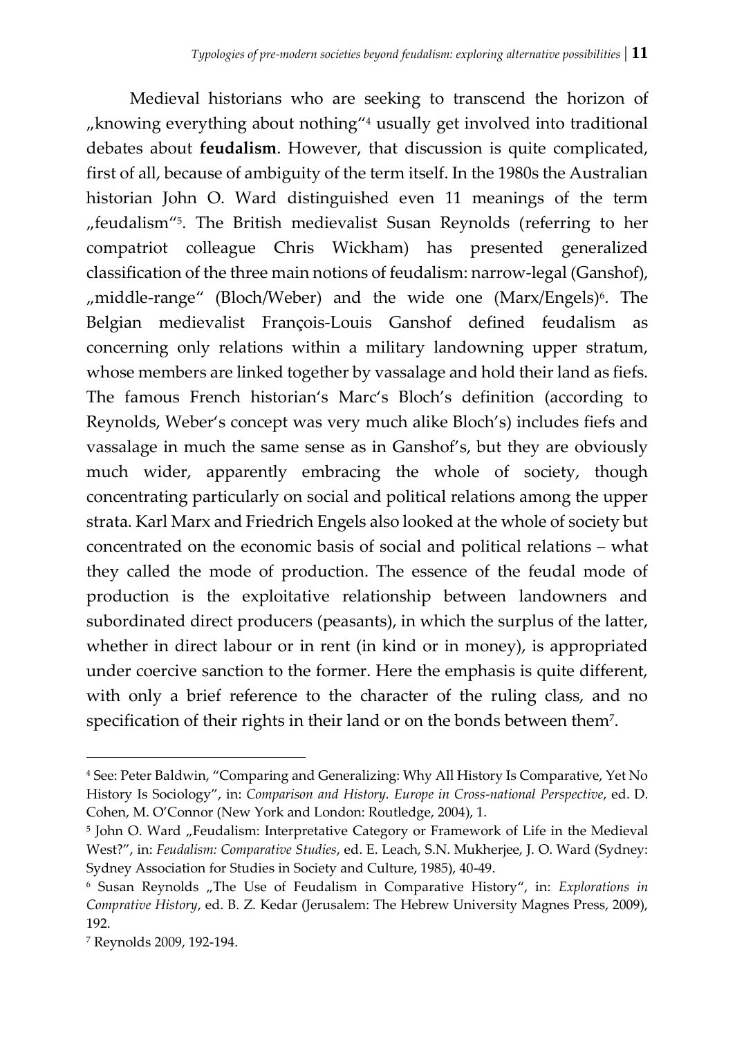Medieval historians who are seeking to transcend the horizon of „knowing everything about nothing“[4] usually get involved into traditional debates about **feudalism**. However, that discussion is quite complicated, first of all, because of ambiguity of the term itself. In the 1980s the Australian historian John O. Ward distinguished even 11 meanings of the term „feudalism“[5]. The British medievalist Susan Reynolds (referring to her compatriot colleague Chris Wickham) has presented generalized classification of the three main notions of feudalism: narrow-legal (Ganshof), „middle-range“ (Bloch/Weber) and the wide one (Marx/Engels)[6]. The Belgian medievalist François-Louis Ganshof defined feudalism as concerning only relations within a military landowning upper stratum, whose members are linked together by vassalage and hold their land as fiefs. The famous French historian's Marc's Bloch's definition (according to Reynolds, Weber's concept was very much alike Bloch's) includes fiefs and vassalage in much the same sense as in Ganshof's, but they are obviously much wider, apparently embracing the whole of society, though concentrating particularly on social and political relations among the upper strata. Karl Marx and Friedrich Engels also looked at the whole of society but concentrated on the economic basis of social and political relations – what they called the mode of production. The essence of the feudal mode of production is the exploitative relationship between landowners and subordinated direct producers (peasants), in which the surplus of the latter, whether in direct labour or in rent (in kind or in money), is appropriated under coercive sanction to the former. Here the emphasis is quite different, with only a brief reference to the character of the ruling class, and no specification of their rights in their land or on the bonds between them[7].

---

[4] See: Peter Baldwin, "Comparing and Generalizing: Why All History Is Comparative, Yet No History Is Sociology", in: *Comparison and History. Europe in Cross-national Perspective*, ed. D. Cohen, M. O'Connor (New York and London: Routledge, 2004), 1.

[5] John O. Ward „Feudalism: Interpretative Category or Framework of Life in the Medieval West?", in: *Feudalism: Comparative Studies*, ed. E. Leach, S.N. Mukherjee, J. O. Ward (Sydney: Sydney Association for Studies in Society and Culture, 1985), 40-49.

[6] Susan Reynolds „The Use of Feudalism in Comparative History", in: *Explorations in Comprative History*, ed. B. Z. Kedar (Jerusalem: The Hebrew University Magnes Press, 2009), 192.

[7] Reynolds 2009, 192-194.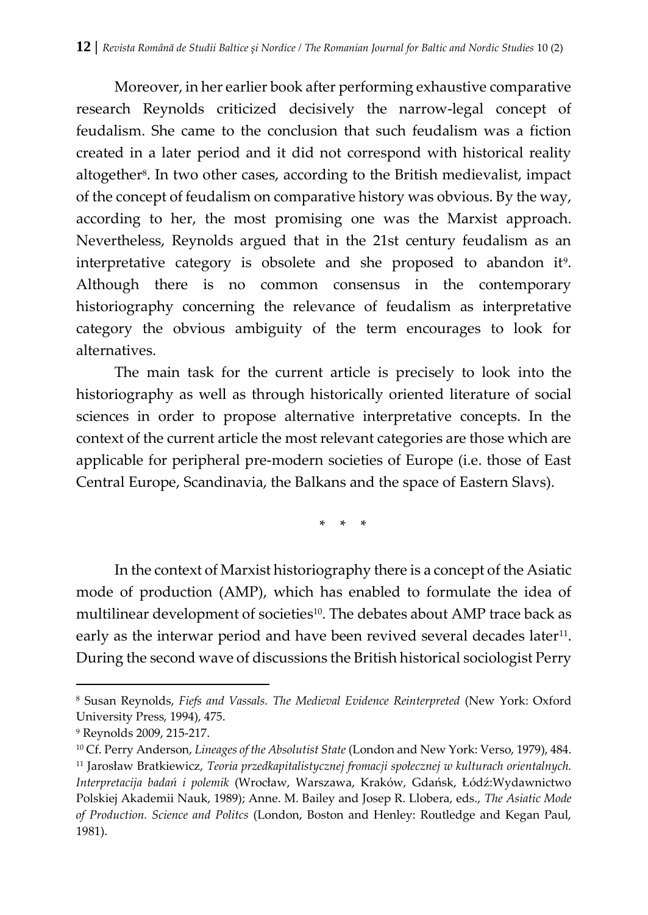Moreover, in her earlier book after performing exhaustive comparative research Reynolds criticized decisively the narrow-legal concept of feudalism. She came to the conclusion that such feudalism was a fiction created in a later period and it did not correspond with historical reality altogether[8]. In two other cases, according to the British medievalist, impact of the concept of feudalism on comparative history was obvious. By the way, according to her, the most promising one was the Marxist approach. Nevertheless, Reynolds argued that in the 21st century feudalism as an interpretative category is obsolete and she proposed to abandon it[9]. Although there is no common consensus in the contemporary historiography concerning the relevance of feudalism as interpretative category the obvious ambiguity of the term encourages to look for alternatives.

The main task for the current article is precisely to look into the historiography as well as through historically oriented literature of social sciences in order to propose alternative interpretative concepts. In the context of the current article the most relevant categories are those which are applicable for peripheral pre-modern societies of Europe (i.e. those of East Central Europe, Scandinavia, the Balkans and the space of Eastern Slavs).

\* \* \*

In the context of Marxist historiography there is a concept of the Asiatic mode of production (AMP), which has enabled to formulate the idea of multilinear development of societies[10]. The debates about AMP trace back as early as the interwar period and have been revived several decades later[11]. During the second wave of discussions the British historical sociologist Perry

---

[8] Susan Reynolds, *Fiefs and Vassals. The Medieval Evidence Reinterpreted* (New York: Oxford University Press, 1994), 475.

[9] Reynolds 2009, 215-217.

[10] Cf. Perry Anderson, *Lineages of the Absolutist State* (London and New York: Verso, 1979), 484.

[11] Jarosław Bratkiewicz, *Teoria przedkapitalistycznej fromacji społecznej w kulturach orientalnych. Interpretacija badań i polemik* (Wrocław, Warszawa, Kraków, Gdańsk, Łódź:Wydawnictwo Polskiej Akademii Nauk, 1989); Anne. M. Bailey and Josep R. Llobera, eds., *The Asiatic Mode of Production. Science and Politcs* (London, Boston and Henley: Routledge and Kegan Paul, 1981).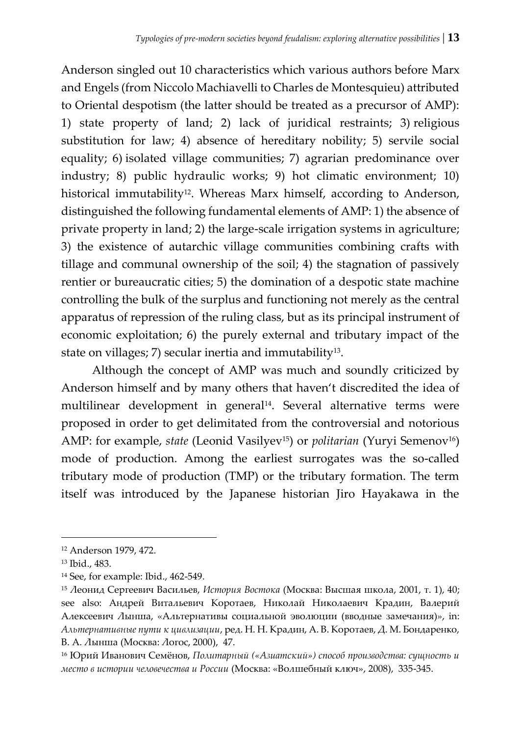Anderson singled out 10 characteristics which various authors before Marx and Engels (from Niccolo Machiavelli to Charles de Montesquieu) attributed to Oriental despotism (the latter should be treated as a precursor of AMP): 1) state property of land; 2) lack of juridical restraints; 3) religious substitution for law; 4) absence of hereditary nobility; 5) servile social equality; 6) isolated village communities; 7) agrarian predominance over industry; 8) public hydraulic works; 9) hot climatic environment; 10) historical immutability[12]. Whereas Marx himself, according to Anderson, distinguished the following fundamental elements of AMP: 1) the absence of private property in land; 2) the large-scale irrigation systems in agriculture; 3) the existence of autarchic village communities combining crafts with tillage and communal ownership of the soil; 4) the stagnation of passively rentier or bureaucratic cities; 5) the domination of a despotic state machine controlling the bulk of the surplus and functioning not merely as the central apparatus of repression of the ruling class, but as its principal instrument of economic exploitation; 6) the purely external and tributary impact of the state on villages; 7) secular inertia and immutability[13].

Although the concept of AMP was much and soundly criticized by Anderson himself and by many others that haven't discredited the idea of multilinear development in general[14]. Several alternative terms were proposed in order to get delimitated from the controversial and notorious AMP: for example, *state* (Leonid Vasilyev[15]) or *politarian* (Yuryi Semenov[16]) mode of production. Among the earliest surrogates was the so-called tributary mode of production (TMP) or the tributary formation. The term itself was introduced by the Japanese historian Jiro Hayakawa in the

---

[12] Anderson 1979, 472.

[13] Ibid., 483.

[14] See, for example: Ibid., 462-549.

[15] Леонид Сергеевич Васильев, *История Востока* (Москва: Высшая школа, 2001, т. 1), 40; see also: Андрей Витальевич Коротаев, Николай Николаевич Крадин, Валерий Алексеевич Лынша, «Альтернативы социальной эволюции (вводные замечания)», in: *Альтернативные пути к цивлизации*, ред. Н. Н. Крадин, А. В. Коротаев, Д. М. Бондаренко, В. А. Лынша (Москва: Логос, 2000), 47.

[16] Юрий Иванович Семёнов, *Политарный («Азиатский») способ производства: сущность и место в истории человечества и России* (Москва: «Волшебный ключ», 2008), 335-345.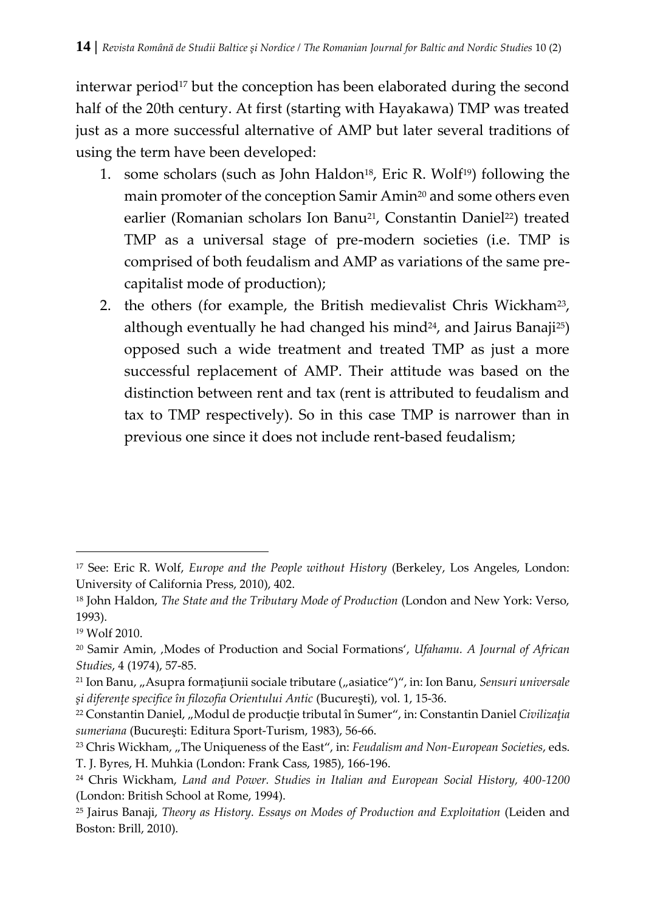interwar period[17] but the conception has been elaborated during the second half of the 20th century. At first (starting with Hayakawa) TMP was treated just as a more successful alternative of AMP but later several traditions of using the term have been developed:

1. some scholars (such as John Haldon[18], Eric R. Wolf[19]) following the main promoter of the conception Samir Amin[20] and some others even earlier (Romanian scholars Ion Banu[21], Constantin Daniel[22]) treated TMP as a universal stage of pre-modern societies (i.e. TMP is comprised of both feudalism and AMP as variations of the same pre-capitalist mode of production);
2. the others (for example, the British medievalist Chris Wickham[23], although eventually he had changed his mind[24], and Jairus Banaji[25]) opposed such a wide treatment and treated TMP as just a more successful replacement of AMP. Their attitude was based on the distinction between rent and tax (rent is attributed to feudalism and tax to TMP respectively). So in this case TMP is narrower than in previous one since it does not include rent-based feudalism;

---

[17] See: Eric R. Wolf, *Europe and the People without History* (Berkeley, Los Angeles, London: University of California Press, 2010), 402.

[18] John Haldon, *The State and the Tributary Mode of Production* (London and New York: Verso, 1993).

[19] Wolf 2010.

[20] Samir Amin, ‚Modes of Production and Social Formations', *Ufahamu. A Journal of African Studies*, 4 (1974), 57-85.

[21] Ion Banu, „Asupra formaţiunii sociale tributare („asiatice")", in: Ion Banu, *Sensuri universale şi diferenţe specifice în filozofia Orientului Antic* (Bucureşti), vol. 1, 15-36.

[22] Constantin Daniel, „Modul de producţie tributal în Sumer", in: Constantin Daniel *Civilizaţia sumeriana* (Bucureşti: Editura Sport-Turism, 1983), 56-66.

[23] Chris Wickham, „The Uniqueness of the East", in: *Feudalism and Non-European Societies*, eds. T. J. Byres, H. Muhkia (London: Frank Cass, 1985), 166-196.

[24] Chris Wickham, *Land and Power. Studies in Italian and European Social History, 400-1200* (London: British School at Rome, 1994).

[25] Jairus Banaji, *Theory as History. Essays on Modes of Production and Exploitation* (Leiden and Boston: Brill, 2010).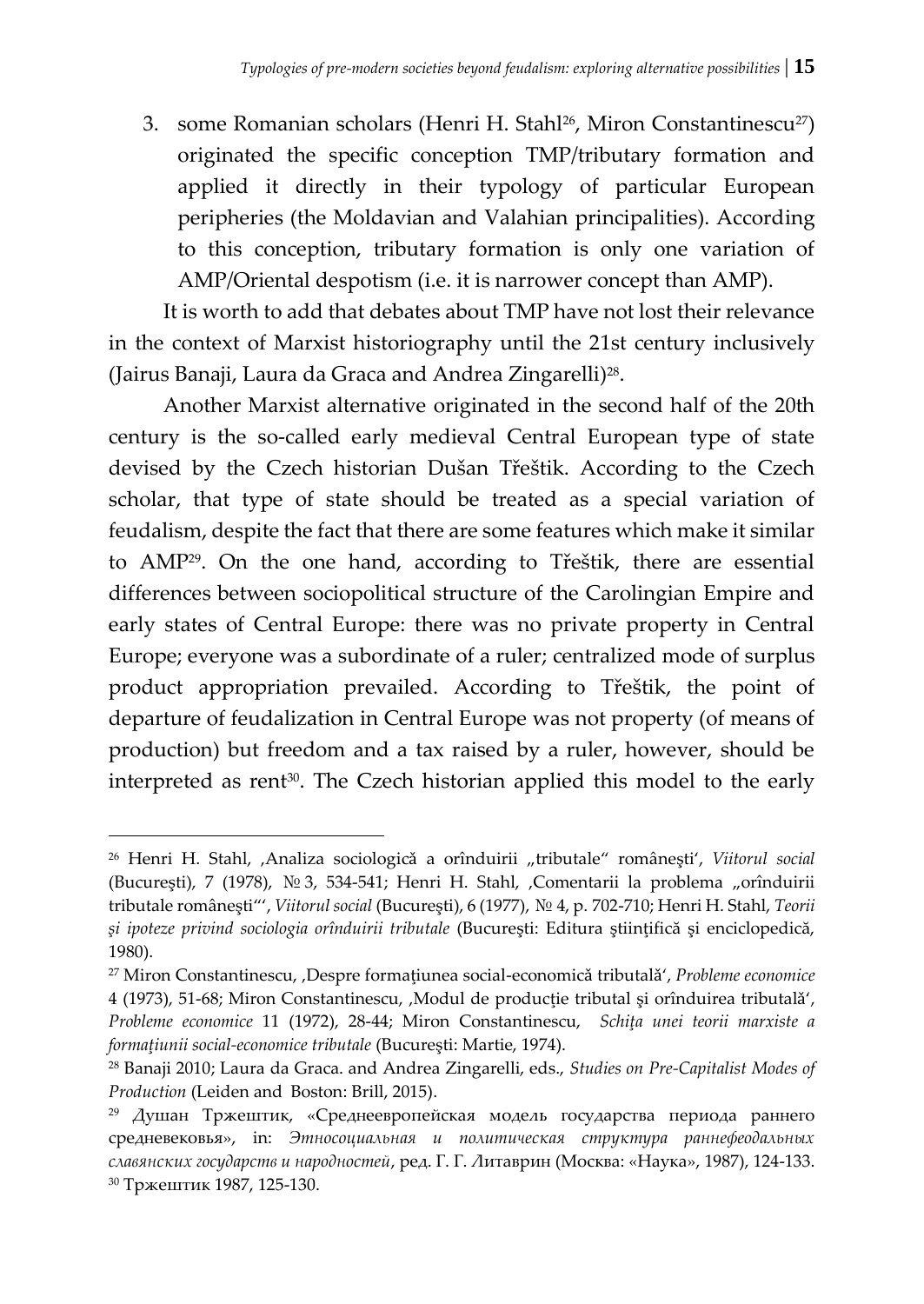3. some Romanian scholars (Henri H. Stahl[26], Miron Constantinescu[27]) originated the specific conception TMP/tributary formation and applied it directly in their typology of particular European peripheries (the Moldavian and Valahian principalities). According to this conception, tributary formation is only one variation of AMP/Oriental despotism (i.e. it is narrower concept than AMP).

It is worth to add that debates about TMP have not lost their relevance in the context of Marxist historiography until the 21st century inclusively (Jairus Banaji, Laura da Graca and Andrea Zingarelli)[28].

Another Marxist alternative originated in the second half of the 20th century is the so-called early medieval Central European type of state devised by the Czech historian Dušan Třeštik. According to the Czech scholar, that type of state should be treated as a special variation of feudalism, despite the fact that there are some features which make it similar to AMP[29]. On the one hand, according to Třeštik, there are essential differences between sociopolitical structure of the Carolingian Empire and early states of Central Europe: there was no private property in Central Europe; everyone was a subordinate of a ruler; centralized mode of surplus product appropriation prevailed. According to Třeštik, the point of departure of feudalization in Central Europe was not property (of means of production) but freedom and a tax raised by a ruler, however, should be interpreted as rent[30]. The Czech historian applied this model to the early

---

[26] Henri H. Stahl, ‚Analiza sociologică a orînduirii „tributale" româneşti', *Viitorul social* (Bucureşti), 7 (1978), № 3, 534-541; Henri H. Stahl, ‚Comentarii la problema „orînduirii tributale româneşti"', *Viitorul social* (Bucureşti), 6 (1977), № 4, p. 702-710; Henri H. Stahl, *Teorii şi ipoteze privind sociologia orînduirii tributale* (Bucureşti: Editura ştiinţifică şi enciclopedică, 1980).

[27] Miron Constantinescu, ‚Despre formaţiunea social-economică tributală', *Probleme economice* 4 (1973), 51-68; Miron Constantinescu, ‚Modul de producţie tributal şi orînduirea tributală', *Probleme economice* 11 (1972), 28-44; Miron Constantinescu, *Schiţa unei teorii marxiste a formaţiunii social-economice tributale* (Bucureşti: Martie, 1974).

[28] Banaji 2010; Laura da Graca. and Andrea Zingarelli, eds., *Studies on Pre-Capitalist Modes of Production* (Leiden and Boston: Brill, 2015).

[29] Душан Тржештик, «Среднеевропейская модель государства периода раннего средневековья», in: *Этносоциальная и политическая структура раннефеодальных славянских государств и народностей*, ред. Г. Г. Литаврин (Москва: «Наука», 1987), 124-133.

[30] Тржештик 1987, 125-130.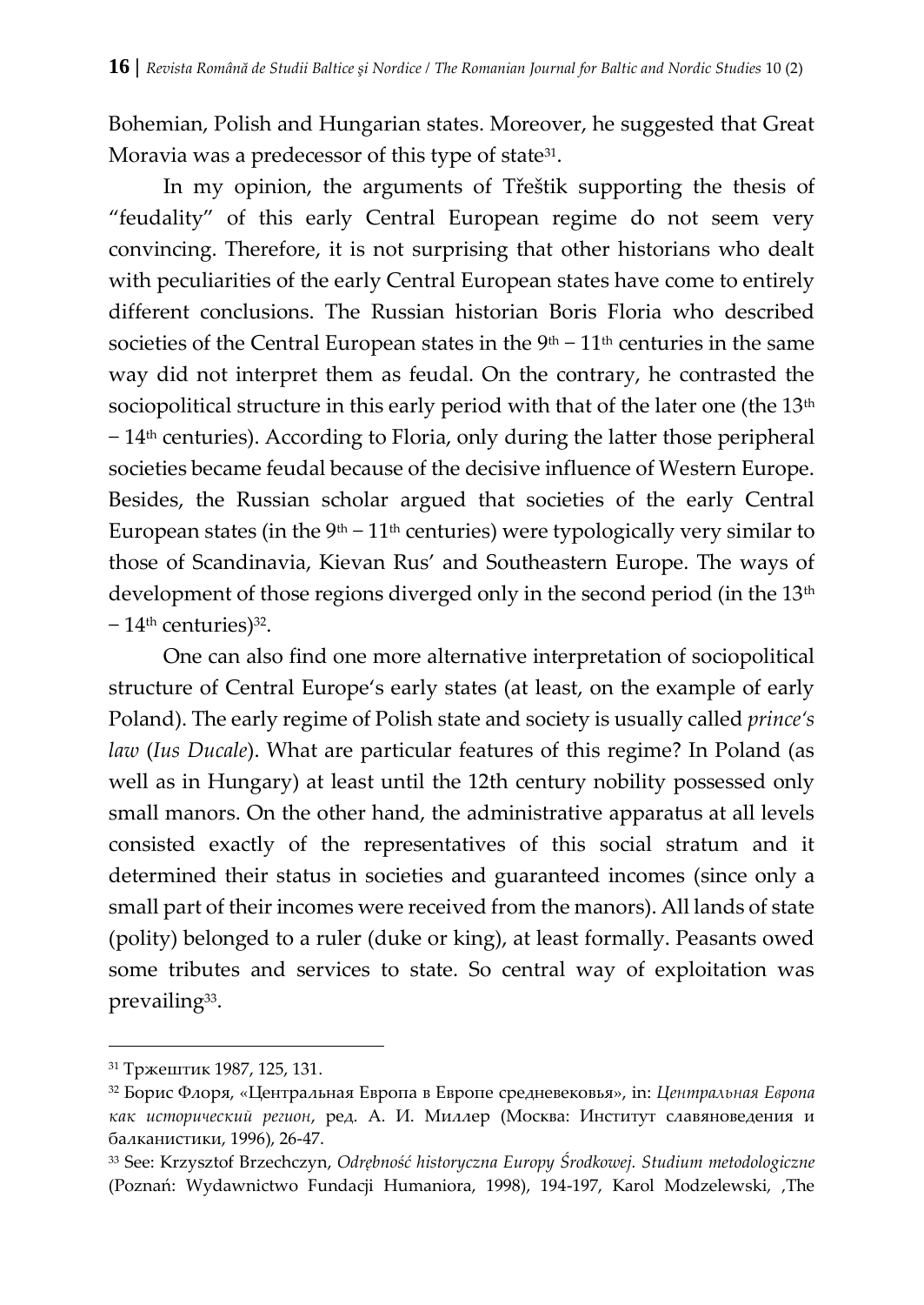Bohemian, Polish and Hungarian states. Moreover, he suggested that Great Moravia was a predecessor of this type of state[31].

In my opinion, the arguments of Třeštik supporting the thesis of "feudality" of this early Central European regime do not seem very convincing. Therefore, it is not surprising that other historians who dealt with peculiarities of the early Central European states have come to entirely different conclusions. The Russian historian Boris Floria who described societies of the Central European states in the 9th – 11th centuries in the same way did not interpret them as feudal. On the contrary, he contrasted the sociopolitical structure in this early period with that of the later one (the 13th – 14th centuries). According to Floria, only during the latter those peripheral societies became feudal because of the decisive influence of Western Europe. Besides, the Russian scholar argued that societies of the early Central European states (in the 9th – 11th centuries) were typologically very similar to those of Scandinavia, Kievan Rus' and Southeastern Europe. The ways of development of those regions diverged only in the second period (in the 13th – 14th centuries)[32].

One can also find one more alternative interpretation of sociopolitical structure of Central Europe's early states (at least, on the example of early Poland). The early regime of Polish state and society is usually called *prince's law* (*Ius Ducale*). What are particular features of this regime? In Poland (as well as in Hungary) at least until the 12th century nobility possessed only small manors. On the other hand, the administrative apparatus at all levels consisted exactly of the representatives of this social stratum and it determined their status in societies and guaranteed incomes (since only a small part of their incomes were received from the manors). All lands of state (polity) belonged to a ruler (duke or king), at least formally. Peasants owed some tributes and services to state. So central way of exploitation was prevailing[33].

---

[31] Тржештик 1987, 125, 131.

[32] Борис Флоря, «Центральная Европа в Европе средневековья», in: *Центральная Европа как исторический регион*, ред. А. И. Миллер (Москва: Институт славяноведения и балканистики, 1996), 26-47.

[33] See: Krzysztof Brzechczyn, *Odrębność historyczna Europy Środkowej. Studium metodologiczne* (Poznań: Wydawnictwo Fundacji Humaniora, 1998), 194-197, Karol Modzelewski, ‚The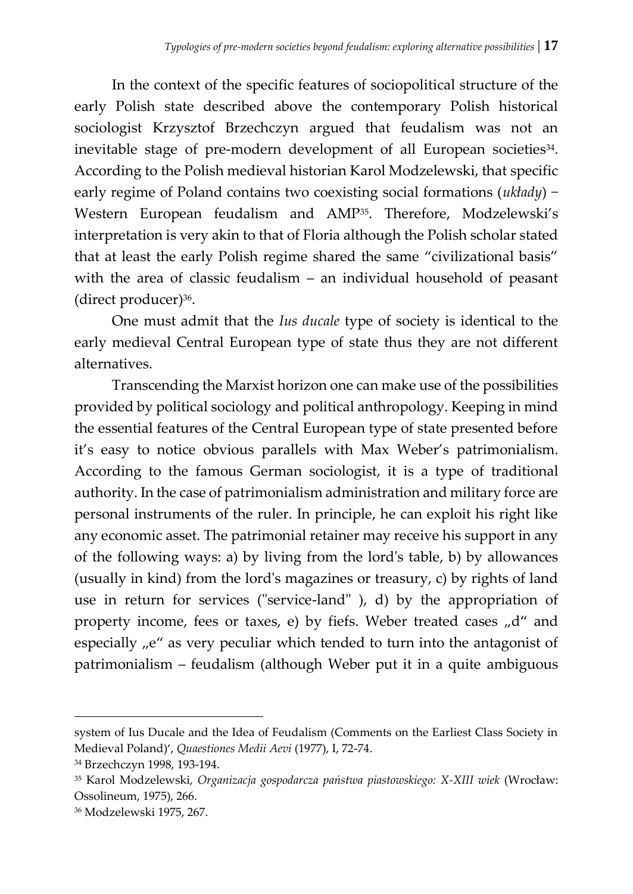In the context of the specific features of sociopolitical structure of the early Polish state described above the contemporary Polish historical sociologist Krzysztof Brzechczyn argued that feudalism was not an inevitable stage of pre-modern development of all European societies[34]. According to the Polish medieval historian Karol Modzelewski, that specific early regime of Poland contains two coexisting social formations (*układy*) − Western European feudalism and AMP[35]. Therefore, Modzelewski's interpretation is very akin to that of Floria although the Polish scholar stated that at least the early Polish regime shared the same "civilizational basis" with the area of classic feudalism – an individual household of peasant (direct producer)[36].

One must admit that the *Ius ducale* type of society is identical to the early medieval Central European type of state thus they are not different alternatives.

Transcending the Marxist horizon one can make use of the possibilities provided by political sociology and political anthropology. Keeping in mind the essential features of the Central European type of state presented before it's easy to notice obvious parallels with Max Weber's patrimonialism. According to the famous German sociologist, it is a type of traditional authority. In the case of patrimonialism administration and military force are personal instruments of the ruler. In principle, he can exploit his right like any economic asset. The patrimonial retainer may receive his support in any of the following ways: a) by living from the lord's table, b) by allowances (usually in kind) from the lord's magazines or treasury, c) by rights of land use in return for services ("service-land" ), d) by the appropriation of property income, fees or taxes, e) by fiefs. Weber treated cases „d" and especially „e" as very peculiar which tended to turn into the antagonist of patrimonialism – feudalism (although Weber put it in a quite ambiguous

---

system of Ius Ducale and the Idea of Feudalism (Comments on the Earliest Class Society in Medieval Poland)', *Quaestiones Medii Aevi* (1977), I, 72-74.

[34] Brzechczyn 1998, 193-194.

[35] Karol Modzelewski, *Organizacja gospodarcza państwa piastowskiego: X-XIII wiek* (Wrocław: Ossolineum, 1975), 266.

[36] Modzelewski 1975, 267.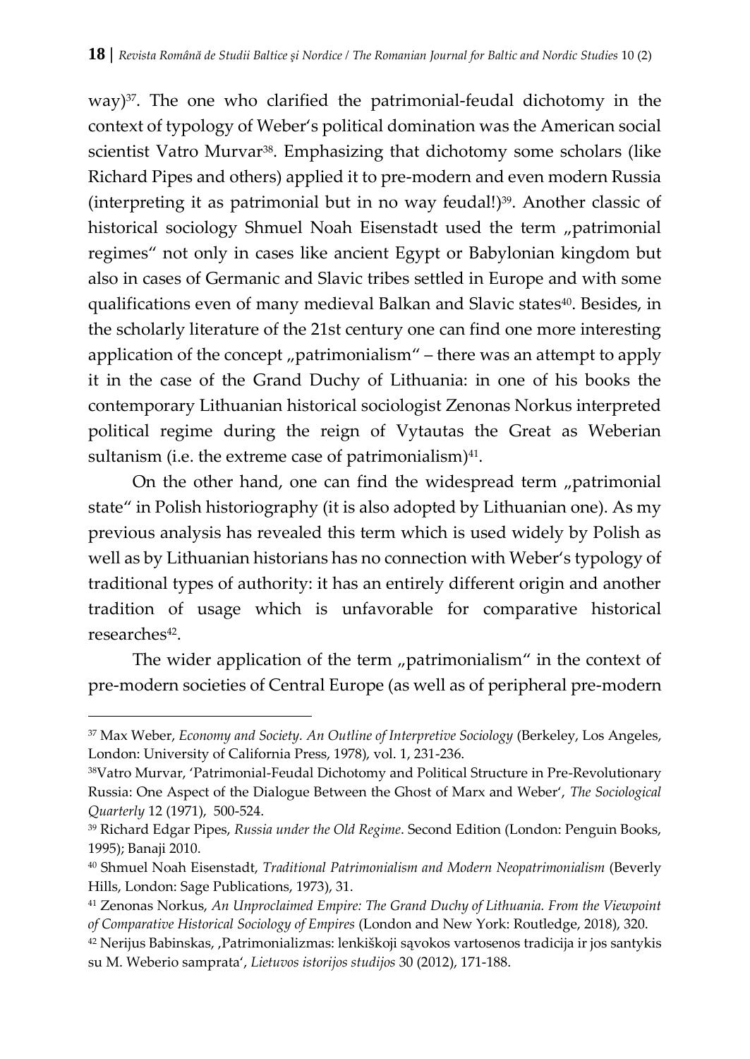way)[37]. The one who clarified the patrimonial-feudal dichotomy in the context of typology of Weber's political domination was the American social scientist Vatro Murvar[38]. Emphasizing that dichotomy some scholars (like Richard Pipes and others) applied it to pre-modern and even modern Russia (interpreting it as patrimonial but in no way feudal!)[39]. Another classic of historical sociology Shmuel Noah Eisenstadt used the term „patrimonial regimes" not only in cases like ancient Egypt or Babylonian kingdom but also in cases of Germanic and Slavic tribes settled in Europe and with some qualifications even of many medieval Balkan and Slavic states[40]. Besides, in the scholarly literature of the 21st century one can find one more interesting application of the concept „patrimonialism" – there was an attempt to apply it in the case of the Grand Duchy of Lithuania: in one of his books the contemporary Lithuanian historical sociologist Zenonas Norkus interpreted political regime during the reign of Vytautas the Great as Weberian sultanism (i.e. the extreme case of patrimonialism)[41].

On the other hand, one can find the widespread term „patrimonial state" in Polish historiography (it is also adopted by Lithuanian one). As my previous analysis has revealed this term which is used widely by Polish as well as by Lithuanian historians has no connection with Weber's typology of traditional types of authority: it has an entirely different origin and another tradition of usage which is unfavorable for comparative historical researches[42].

The wider application of the term „patrimonialism" in the context of pre-modern societies of Central Europe (as well as of peripheral pre-modern

---

[37] Max Weber, *Economy and Society. An Outline of Interpretive Sociology* (Berkeley, Los Angeles, London: University of California Press, 1978), vol. 1, 231-236.

[38] Vatro Murvar, 'Patrimonial-Feudal Dichotomy and Political Structure in Pre-Revolutionary Russia: One Aspect of the Dialogue Between the Ghost of Marx and Weber', *The Sociological Quarterly* 12 (1971), 500-524.

[39] Richard Edgar Pipes, *Russia under the Old Regime*. Second Edition (London: Penguin Books, 1995); Banaji 2010.

[40] Shmuel Noah Eisenstadt, *Traditional Patrimonialism and Modern Neopatrimonialism* (Beverly Hills, London: Sage Publications, 1973), 31.

[41] Zenonas Norkus, *An Unproclaimed Empire: The Grand Duchy of Lithuania. From the Viewpoint of Comparative Historical Sociology of Empires* (London and New York: Routledge, 2018), 320.

[42] Nerijus Babinskas, ,Patrimonializmas: lenkiškoji sąvokos vartosenos tradicija ir jos santykis su M. Weberio samprata', *Lietuvos istorijos studijos* 30 (2012), 171-188.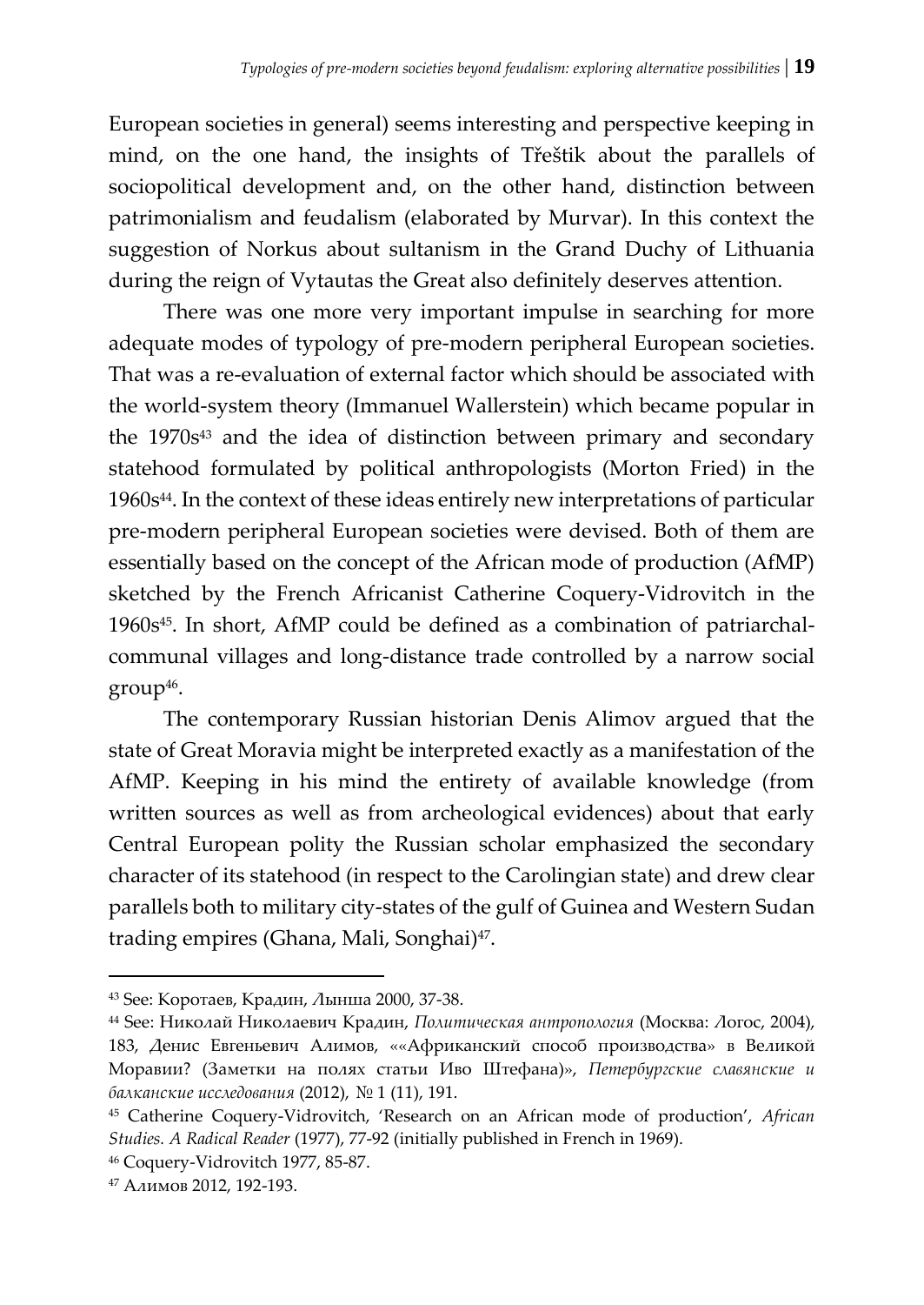European societies in general) seems interesting and perspective keeping in mind, on the one hand, the insights of Třeštik about the parallels of sociopolitical development and, on the other hand, distinction between patrimonialism and feudalism (elaborated by Murvar). In this context the suggestion of Norkus about sultanism in the Grand Duchy of Lithuania during the reign of Vytautas the Great also definitely deserves attention.

There was one more very important impulse in searching for more adequate modes of typology of pre-modern peripheral European societies. That was a re-evaluation of external factor which should be associated with the world-system theory (Immanuel Wallerstein) which became popular in the 1970s[43] and the idea of distinction between primary and secondary statehood formulated by political anthropologists (Morton Fried) in the 1960s[44]. In the context of these ideas entirely new interpretations of particular pre-modern peripheral European societies were devised. Both of them are essentially based on the concept of the African mode of production (AfMP) sketched by the French Africanist Catherine Coquery-Vidrovitch in the 1960s[45]. In short, AfMP could be defined as a combination of patriarchal-communal villages and long-distance trade controlled by a narrow social group[46].

The contemporary Russian historian Denis Alimov argued that the state of Great Moravia might be interpreted exactly as a manifestation of the AfMP. Keeping in his mind the entirety of available knowledge (from written sources as well as from archeological evidences) about that early Central European polity the Russian scholar emphasized the secondary character of its statehood (in respect to the Carolingian state) and drew clear parallels both to military city-states of the gulf of Guinea and Western Sudan trading empires (Ghana, Mali, Songhai)[47].

---

[43] See: Коротаев, Крадин, Лынша 2000, 37-38.

[44] See: Николай Николаевич Крадин, *Политическая антропология* (Москва: Логос, 2004), 183, Денис Евгеньевич Алимов, ««Африканский способ производства» в Великой Моравии? (Заметки на полях статьи Иво Штефана)», *Петербургские славянские и балканские исследования* (2012), № 1 (11), 191.

[45] Catherine Coquery-Vidrovitch, 'Research on an African mode of production', *African Studies. A Radical Reader* (1977), 77-92 (initially published in French in 1969).

[46] Coquery-Vidrovitch 1977, 85-87.

[47] Алимов 2012, 192-193.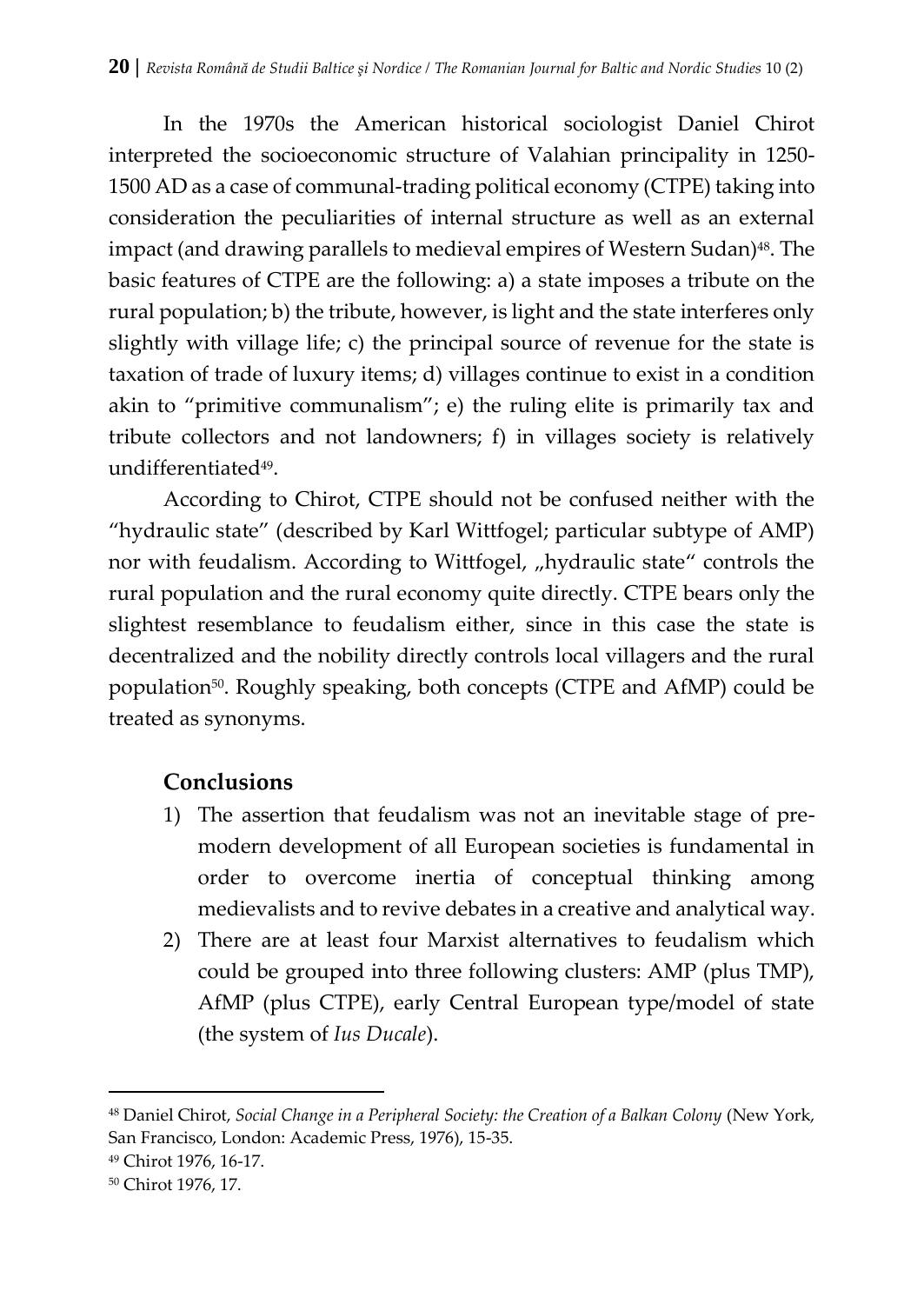In the 1970s the American historical sociologist Daniel Chirot interpreted the socioeconomic structure of Valahian principality in 1250-1500 AD as a case of communal-trading political economy (CTPE) taking into consideration the peculiarities of internal structure as well as an external impact (and drawing parallels to medieval empires of Western Sudan)[48]. The basic features of CTPE are the following: a) a state imposes a tribute on the rural population; b) the tribute, however, is light and the state interferes only slightly with village life; c) the principal source of revenue for the state is taxation of trade of luxury items; d) villages continue to exist in a condition akin to "primitive communalism"; e) the ruling elite is primarily tax and tribute collectors and not landowners; f) in villages society is relatively undifferentiated[49].

According to Chirot, CTPE should not be confused neither with the "hydraulic state" (described by Karl Wittfogel; particular subtype of AMP) nor with feudalism. According to Wittfogel, „hydraulic state" controls the rural population and the rural economy quite directly. CTPE bears only the slightest resemblance to feudalism either, since in this case the state is decentralized and the nobility directly controls local villagers and the rural population[50]. Roughly speaking, both concepts (CTPE and AfMP) could be treated as synonyms.

## Conclusions

1) The assertion that feudalism was not an inevitable stage of pre-modern development of all European societies is fundamental in order to overcome inertia of conceptual thinking among medievalists and to revive debates in a creative and analytical way.
2) There are at least four Marxist alternatives to feudalism which could be grouped into three following clusters: AMP (plus TMP), AfMP (plus CTPE), early Central European type/model of state (the system of *Ius Ducale*).

---

[48] Daniel Chirot, *Social Change in a Peripheral Society: the Creation of a Balkan Colony* (New York, San Francisco, London: Academic Press, 1976), 15-35.

[49] Chirot 1976, 16-17.

[50] Chirot 1976, 17.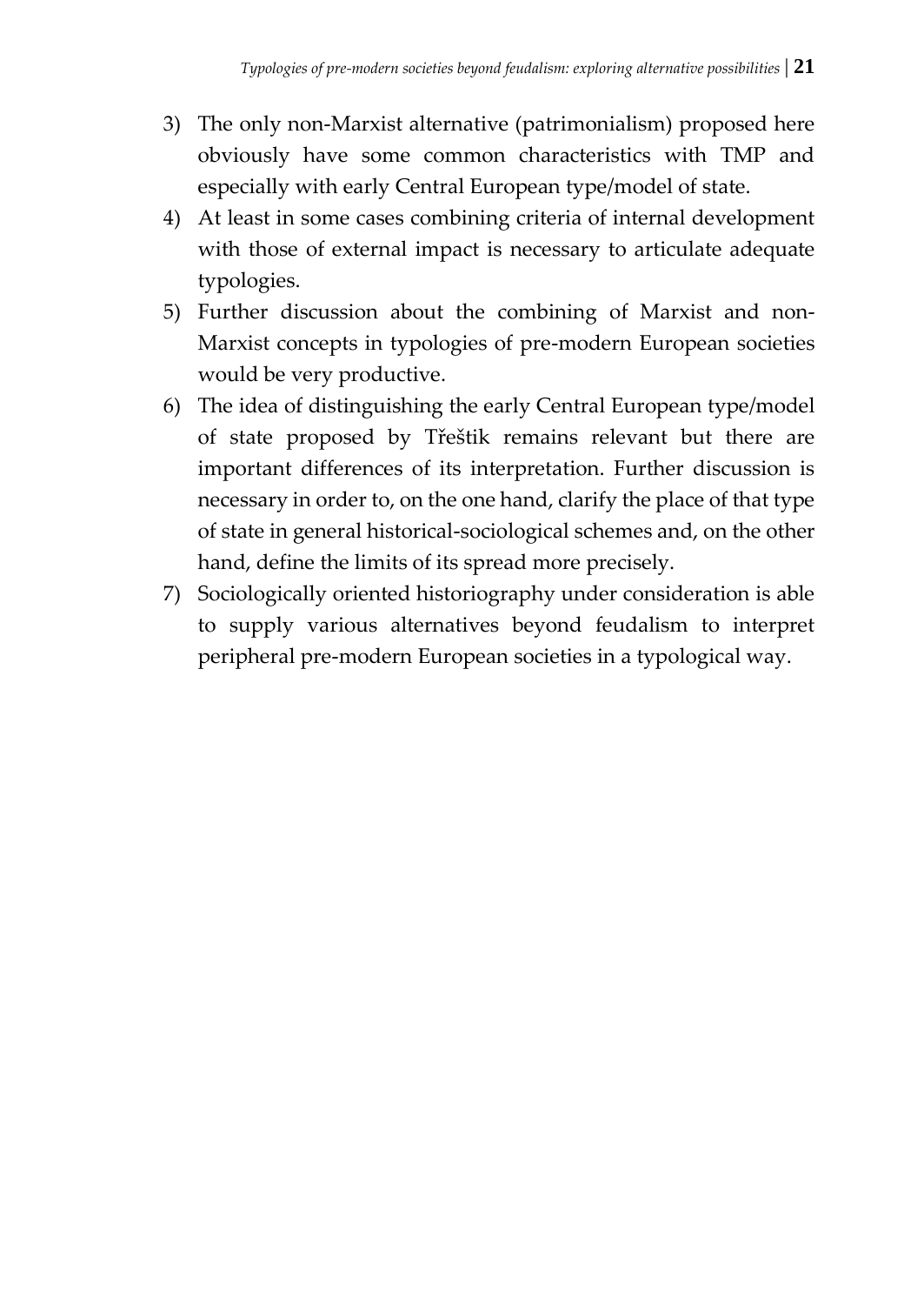3) The only non-Marxist alternative (patrimonialism) proposed here obviously have some common characteristics with TMP and especially with early Central European type/model of state.
4) At least in some cases combining criteria of internal development with those of external impact is necessary to articulate adequate typologies.
5) Further discussion about the combining of Marxist and non-Marxist concepts in typologies of pre-modern European societies would be very productive.
6) The idea of distinguishing the early Central European type/model of state proposed by Třeštik remains relevant but there are important differences of its interpretation. Further discussion is necessary in order to, on the one hand, clarify the place of that type of state in general historical-sociological schemes and, on the other hand, define the limits of its spread more precisely.
7) Sociologically oriented historiography under consideration is able to supply various alternatives beyond feudalism to interpret peripheral pre-modern European societies in a typological way.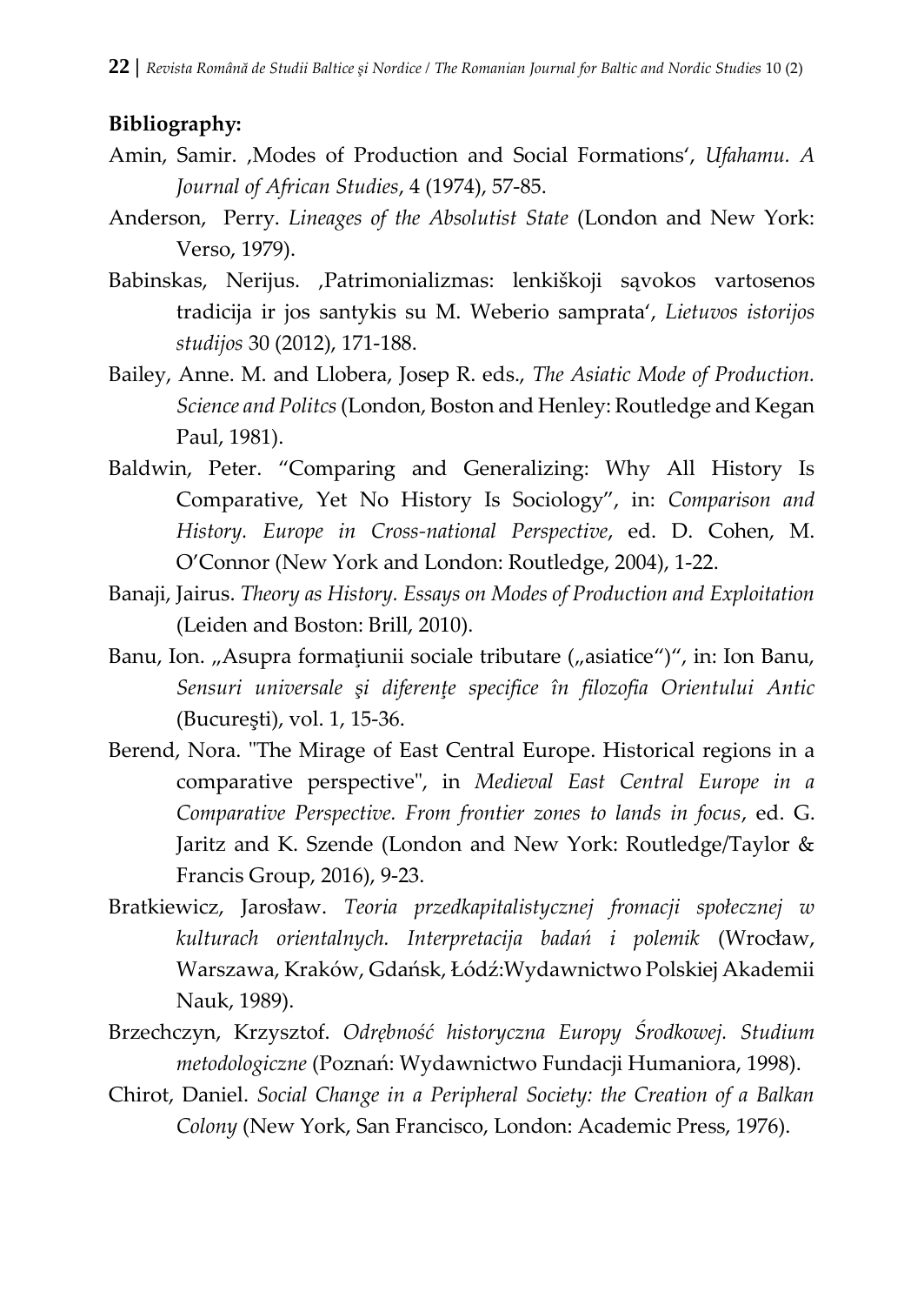**Bibliography:**

Amin, Samir. ‚Modes of Production and Social Formations‘, *Ufahamu. A Journal of African Studies*, 4 (1974), 57-85.

Anderson, Perry. *Lineages of the Absolutist State* (London and New York: Verso, 1979).

Babinskas, Nerijus. ‚Patrimonializmas: lenkiškoji sąvokos vartosenos tradicija ir jos santykis su M. Weberio samprata‘, *Lietuvos istorijos studijos* 30 (2012), 171-188.

Bailey, Anne. M. and Llobera, Josep R. eds., *The Asiatic Mode of Production. Science and Politcs* (London, Boston and Henley: Routledge and Kegan Paul, 1981).

Baldwin, Peter. "Comparing and Generalizing: Why All History Is Comparative, Yet No History Is Sociology", in: *Comparison and History. Europe in Cross-national Perspective*, ed. D. Cohen, M. O'Connor (New York and London: Routledge, 2004), 1-22.

Banaji, Jairus. *Theory as History. Essays on Modes of Production and Exploitation* (Leiden and Boston: Brill, 2010).

Banu, Ion. „Asupra formaţiunii sociale tributare („asiatice")", in: Ion Banu, *Sensuri universale şi diferenţe specifice în filozofia Orientului Antic* (Bucureşti), vol. 1, 15-36.

Berend, Nora. "The Mirage of East Central Europe. Historical regions in a comparative perspective", in *Medieval East Central Europe in a Comparative Perspective. From frontier zones to lands in focus*, ed. G. Jaritz and K. Szende (London and New York: Routledge/Taylor & Francis Group, 2016), 9-23.

Bratkiewicz, Jarosław. *Teoria przedkapitalistycznej fromacji społecznej w kulturach orientalnych. Interpretacija badań i polemik* (Wrocław, Warszawa, Kraków, Gdańsk, Łódź:Wydawnictwo Polskiej Akademii Nauk, 1989).

Brzechczyn, Krzysztof. *Odrębność historyczna Europy Środkowej. Studium metodologiczne* (Poznań: Wydawnictwo Fundacji Humaniora, 1998).

Chirot, Daniel. *Social Change in a Peripheral Society: the Creation of a Balkan Colony* (New York, San Francisco, London: Academic Press, 1976).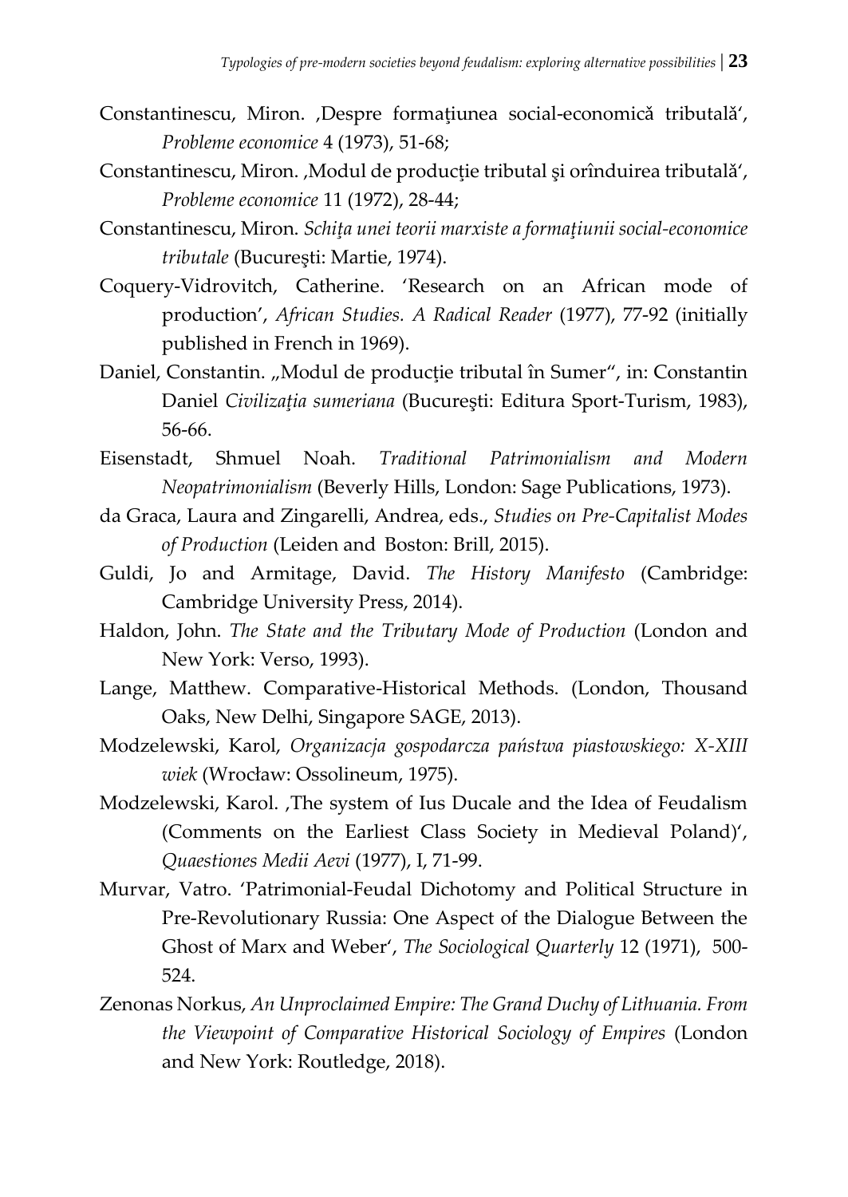Constantinescu, Miron. ‚Despre formaţiunea social-economică tributală', *Probleme economice* 4 (1973), 51-68;

Constantinescu, Miron. ‚Modul de producţie tributal şi orînduirea tributală', *Probleme economice* 11 (1972), 28-44;

Constantinescu, Miron. *Schiţa unei teorii marxiste a formaţiunii social-economice tributale* (Bucureşti: Martie, 1974).

Coquery-Vidrovitch, Catherine. 'Research on an African mode of production', *African Studies. A Radical Reader* (1977), 77-92 (initially published in French in 1969).

Daniel, Constantin. „Modul de producţie tributal în Sumer", in: Constantin Daniel *Civilizaţia sumeriana* (Bucureşti: Editura Sport-Turism, 1983), 56-66.

Eisenstadt, Shmuel Noah. *Traditional Patrimonialism and Modern Neopatrimonialism* (Beverly Hills, London: Sage Publications, 1973).

da Graca, Laura and Zingarelli, Andrea, eds., *Studies on Pre-Capitalist Modes of Production* (Leiden and Boston: Brill, 2015).

Guldi, Jo and Armitage, David. *The History Manifesto* (Cambridge: Cambridge University Press, 2014).

Haldon, John. *The State and the Tributary Mode of Production* (London and New York: Verso, 1993).

Lange, Matthew. Comparative-Historical Methods. (London, Thousand Oaks, New Delhi, Singapore SAGE, 2013).

Modzelewski, Karol, *Organizacja gospodarcza państwa piastowskiego: X-XIII wiek* (Wrocław: Ossolineum, 1975).

Modzelewski, Karol. ‚The system of Ius Ducale and the Idea of Feudalism (Comments on the Earliest Class Society in Medieval Poland)', *Quaestiones Medii Aevi* (1977), I, 71-99.

Murvar, Vatro. 'Patrimonial-Feudal Dichotomy and Political Structure in Pre-Revolutionary Russia: One Aspect of the Dialogue Between the Ghost of Marx and Weber', *The Sociological Quarterly* 12 (1971), 500-524.

Zenonas Norkus, *An Unproclaimed Empire: The Grand Duchy of Lithuania. From the Viewpoint of Comparative Historical Sociology of Empires* (London and New York: Routledge, 2018).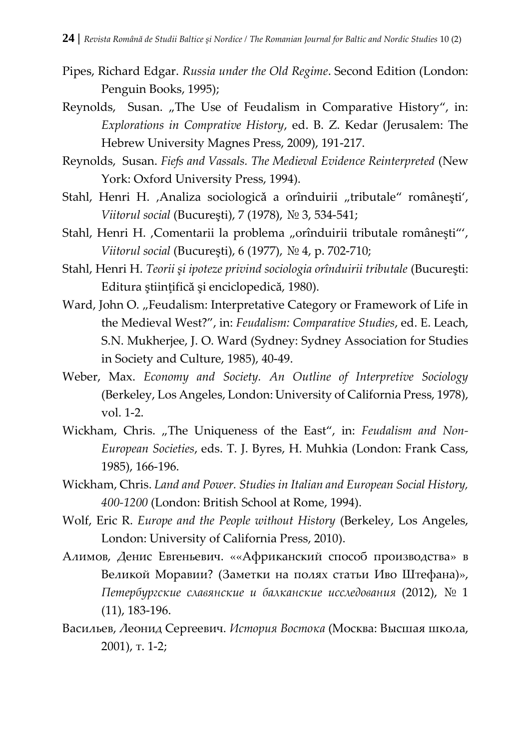Pipes, Richard Edgar. *Russia under the Old Regime*. Second Edition (London: Penguin Books, 1995);

Reynolds, Susan. „The Use of Feudalism in Comparative History", in: *Explorations in Comprative History*, ed. B. Z. Kedar (Jerusalem: The Hebrew University Magnes Press, 2009), 191-217.

Reynolds, Susan. *Fiefs and Vassals. The Medieval Evidence Reinterpreted* (New York: Oxford University Press, 1994).

Stahl, Henri H. 'Analiza sociologică a orînduirii „tributale" româneşti', *Viitorul social* (Bucureşti), 7 (1978), № 3, 534-541;

Stahl, Henri H. 'Comentarii la problema „orînduirii tributale româneşti"', *Viitorul social* (Bucureşti), 6 (1977), № 4, p. 702-710;

Stahl, Henri H. *Teorii şi ipoteze privind sociologia orînduirii tributale* (Bucureşti: Editura ştiinţifică şi enciclopedică, 1980).

Ward, John O. „Feudalism: Interpretative Category or Framework of Life in the Medieval West?", in: *Feudalism: Comparative Studies*, ed. E. Leach, S.N. Mukherjee, J. O. Ward (Sydney: Sydney Association for Studies in Society and Culture, 1985), 40-49.

Weber, Max. *Economy and Society. An Outline of Interpretive Sociology* (Berkeley, Los Angeles, London: University of California Press, 1978), vol. 1-2.

Wickham, Chris. „The Uniqueness of the East", in: *Feudalism and Non-European Societies*, eds. T. J. Byres, H. Muhkia (London: Frank Cass, 1985), 166-196.

Wickham, Chris. *Land and Power. Studies in Italian and European Social History, 400-1200* (London: British School at Rome, 1994).

Wolf, Eric R. *Europe and the People without History* (Berkeley, Los Angeles, London: University of California Press, 2010).

Алимов, Денис Евгеньевич. ««Африканский способ производства» в Великой Моравии? (Заметки на полях статьи Иво Штефана)», *Петербургские славянские и балканские исследования* (2012), № 1 (11), 183-196.

Васильев, Леонид Сергеевич. *История Востока* (Москва: Высшая школа, 2001), т. 1-2;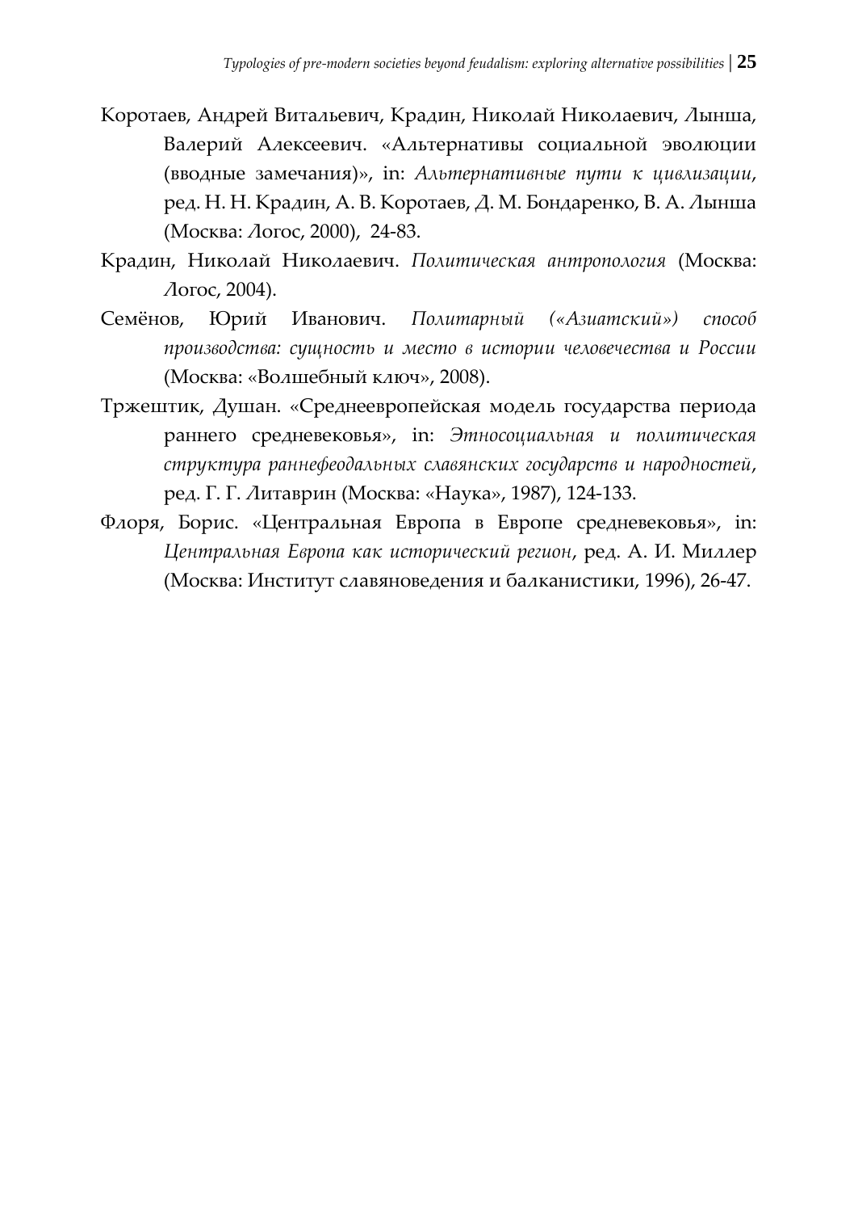Коротаев, Андрей Витальевич, Крадин, Николай Николаевич, Лынша, Валерий Алексеевич. «Альтернативы социальной эволюции (вводные замечания)», in: *Альтернативные пути к цивилизации*, ред. Н. Н. Крадин, А. В. Коротаев, Д. М. Бондаренко, В. А. Лынша (Москва: Логос, 2000), 24-83.

Крадин, Николай Николаевич. *Политическая антропология* (Москва: Логос, 2004).

Семёнов, Юрий Иванович. *Политарный («Азиатский») способ производства: сущность и место в истории человечества и России* (Москва: «Волшебный ключ», 2008).

Тржештик, Душан. «Среднеевропейская модель государства периода раннего средневековья», in: *Этносоциальная и политическая структура раннефеодальных славянских государств и народностей*, ред. Г. Г. Литаврин (Москва: «Наука», 1987), 124-133.

Флоря, Борис. «Центральная Европа в Европе средневековья», in: *Центральная Европа как исторический регион*, ред. А. И. Миллер (Москва: Институт славяноведения и балканистики, 1996), 26-47.